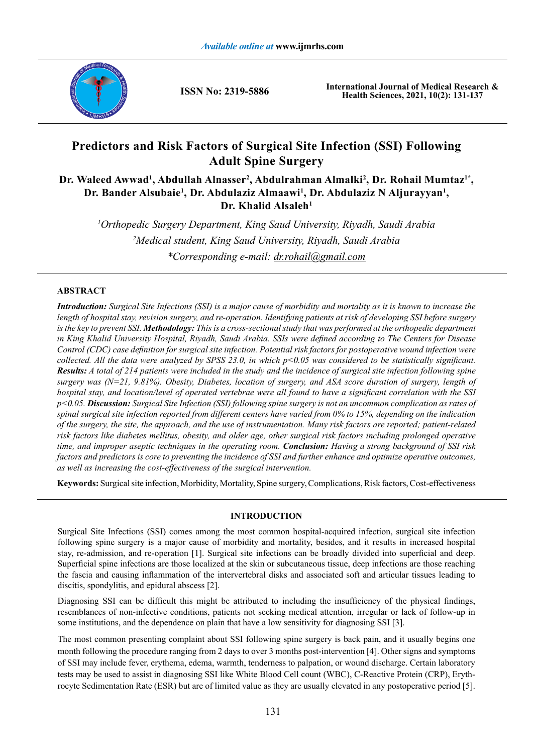# Predictors and Risk Factors of Surgical Site Infection (SSI) Following Adult Spine Surgery

**Dr. Waleed Awwad[1], Abdullah Alnasser[2], Abdulrahman Almalki[2], Dr. Rohail Mumtaz[1*], Dr. Bander Alsubaie[1], Dr. Abdulaziz Almaawi[1], Dr. Abdulaziz N Aljurayyan[1], Dr. Khalid Alsaleh[1]**

*[1]Orthopedic Surgery Department, King Saud University, Riyadh, Saudi Arabia*

*[2]Medical student, King Saud University, Riyadh, Saudi Arabia*

*\*Corresponding e-mail: dr.rohail@gmail.com*

## ABSTRACT

***Introduction:*** *Surgical Site Infections (SSI) is a major cause of morbidity and mortality as it is known to increase the length of hospital stay, revision surgery, and re-operation. Identifying patients at risk of developing SSI before surgery is the key to prevent SSI.* ***Methodology:*** *This is a cross-sectional study that was performed at the orthopedic department in King Khalid University Hospital, Riyadh, Saudi Arabia. SSIs were defined according to The Centers for Disease Control (CDC) case definition for surgical site infection. Potential risk factors for postoperative wound infection were collected. All the data were analyzed by SPSS 23.0, in which p<0.05 was considered to be statistically significant.* ***Results:*** *A total of 214 patients were included in the study and the incidence of surgical site infection following spine surgery was (N=21, 9.81%). Obesity, Diabetes, location of surgery, and ASA score duration of surgery, length of hospital stay, and location/level of operated vertebrae were all found to have a significant correlation with the SSI p<0.05.* ***Discussion:*** *Surgical Site Infection (SSI) following spine surgery is not an uncommon complication as rates of spinal surgical site infection reported from different centers have varied from 0% to 15%, depending on the indication of the surgery, the site, the approach, and the use of instrumentation. Many risk factors are reported; patient-related risk factors like diabetes mellitus, obesity, and older age, other surgical risk factors including prolonged operative time, and improper aseptic techniques in the operating room.* ***Conclusion:*** *Having a strong background of SSI risk factors and predictors is core to preventing the incidence of SSI and further enhance and optimize operative outcomes, as well as increasing the cost-effectiveness of the surgical intervention.*

**Keywords:** Surgical site infection, Morbidity, Mortality, Spine surgery, Complications, Risk factors, Cost-effectiveness

## INTRODUCTION

Surgical Site Infections (SSI) comes among the most common hospital-acquired infection, surgical site infection following spine surgery is a major cause of morbidity and mortality, besides, and it results in increased hospital stay, re-admission, and re-operation [1]. Surgical site infections can be broadly divided into superficial and deep. Superficial spine infections are those localized at the skin or subcutaneous tissue, deep infections are those reaching the fascia and causing inflammation of the intervertebral disks and associated soft and articular tissues leading to discitis, spondylitis, and epidural abscess [2].

Diagnosing SSI can be difficult this might be attributed to including the insufficiency of the physical findings, resemblances of non-infective conditions, patients not seeking medical attention, irregular or lack of follow-up in some institutions, and the dependence on plain that have a low sensitivity for diagnosing SSI [3].

The most common presenting complaint about SSI following spine surgery is back pain, and it usually begins one month following the procedure ranging from 2 days to over 3 months post-intervention [4]. Other signs and symptoms of SSI may include fever, erythema, edema, warmth, tenderness to palpation, or wound discharge. Certain laboratory tests may be used to assist in diagnosing SSI like White Blood Cell count (WBC), C-Reactive Protein (CRP), Erythrocyte Sedimentation Rate (ESR) but are of limited value as they are usually elevated in any postoperative period [5].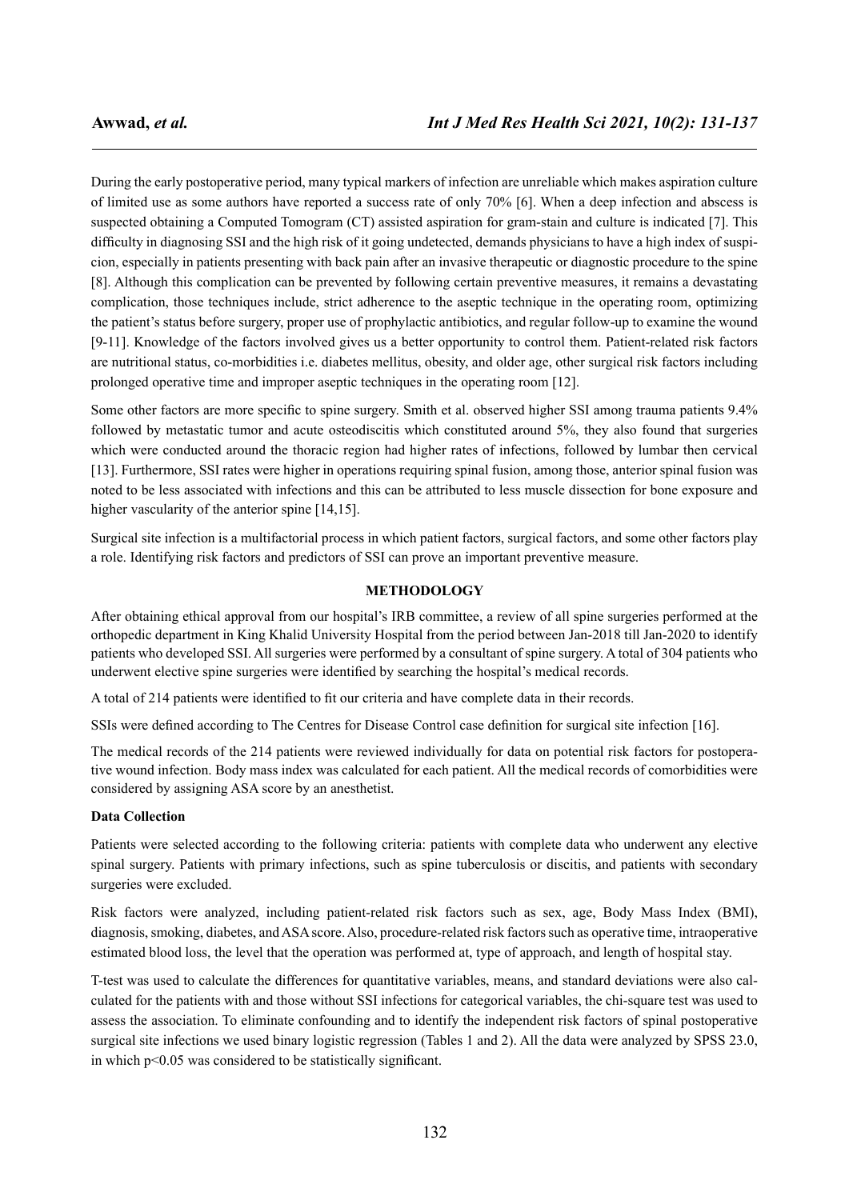During the early postoperative period, many typical markers of infection are unreliable which makes aspiration culture of limited use as some authors have reported a success rate of only 70% [6]. When a deep infection and abscess is suspected obtaining a Computed Tomogram (CT) assisted aspiration for gram-stain and culture is indicated [7]. This difficulty in diagnosing SSI and the high risk of it going undetected, demands physicians to have a high index of suspicion, especially in patients presenting with back pain after an invasive therapeutic or diagnostic procedure to the spine [8]. Although this complication can be prevented by following certain preventive measures, it remains a devastating complication, those techniques include, strict adherence to the aseptic technique in the operating room, optimizing the patient's status before surgery, proper use of prophylactic antibiotics, and regular follow-up to examine the wound [9-11]. Knowledge of the factors involved gives us a better opportunity to control them. Patient-related risk factors are nutritional status, co-morbidities i.e. diabetes mellitus, obesity, and older age, other surgical risk factors including prolonged operative time and improper aseptic techniques in the operating room [12].

Some other factors are more specific to spine surgery. Smith et al. observed higher SSI among trauma patients 9.4% followed by metastatic tumor and acute osteodiscitis which constituted around 5%, they also found that surgeries which were conducted around the thoracic region had higher rates of infections, followed by lumbar then cervical [13]. Furthermore, SSI rates were higher in operations requiring spinal fusion, among those, anterior spinal fusion was noted to be less associated with infections and this can be attributed to less muscle dissection for bone exposure and higher vascularity of the anterior spine [14,15].

Surgical site infection is a multifactorial process in which patient factors, surgical factors, and some other factors play a role. Identifying risk factors and predictors of SSI can prove an important preventive measure.

## METHODOLOGY

After obtaining ethical approval from our hospital's IRB committee, a review of all spine surgeries performed at the orthopedic department in King Khalid University Hospital from the period between Jan-2018 till Jan-2020 to identify patients who developed SSI. All surgeries were performed by a consultant of spine surgery. A total of 304 patients who underwent elective spine surgeries were identified by searching the hospital's medical records.

A total of 214 patients were identified to fit our criteria and have complete data in their records.

SSIs were defined according to The Centres for Disease Control case definition for surgical site infection [16].

The medical records of the 214 patients were reviewed individually for data on potential risk factors for postoperative wound infection. Body mass index was calculated for each patient. All the medical records of comorbidities were considered by assigning ASA score by an anesthetist.

### Data Collection

Patients were selected according to the following criteria: patients with complete data who underwent any elective spinal surgery. Patients with primary infections, such as spine tuberculosis or discitis, and patients with secondary surgeries were excluded.

Risk factors were analyzed, including patient-related risk factors such as sex, age, Body Mass Index (BMI), diagnosis, smoking, diabetes, and ASA score. Also, procedure-related risk factors such as operative time, intraoperative estimated blood loss, the level that the operation was performed at, type of approach, and length of hospital stay.

T-test was used to calculate the differences for quantitative variables, means, and standard deviations were also calculated for the patients with and those without SSI infections for categorical variables, the chi-square test was used to assess the association. To eliminate confounding and to identify the independent risk factors of spinal postoperative surgical site infections we used binary logistic regression (Tables 1 and 2). All the data were analyzed by SPSS 23.0, in which $p<0.05$ was considered to be statistically significant.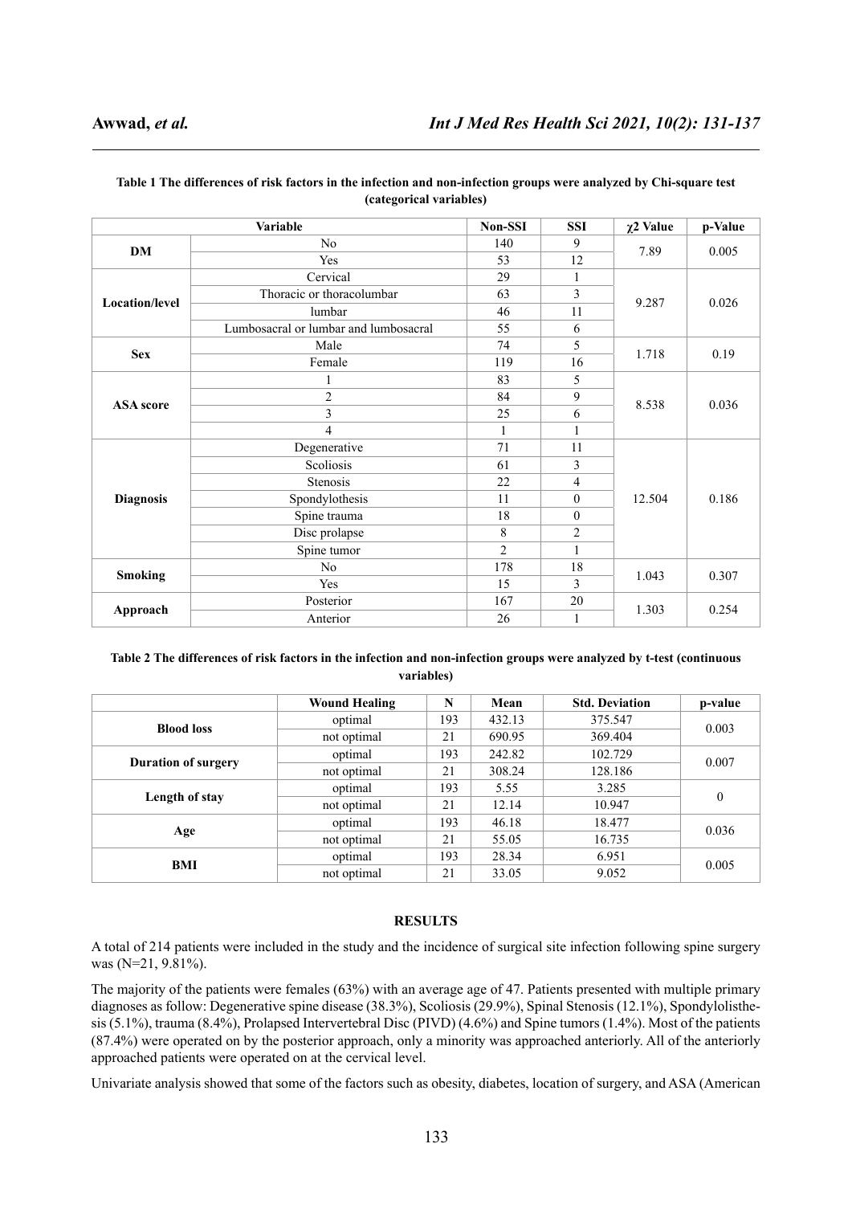**Table 1 The differences of risk factors in the infection and non-infection groups were analyzed by Chi-square test (categorical variables)**

| Variable | | Non-SSI | SSI | $\chi 2$ Value | p-Value |
|---|---|---|---|---|---|
| **DM** | No | 140 | 9 | 7.89 | 0.005 |
| | Yes | 53 | 12 | | |
| **Location/level** | Cervical | 29 | 1 | 9.287 | 0.026 |
| | Thoracic or thoracolumbar | 63 | 3 | | |
| | lumbar | 46 | 11 | | |
| | Lumbosacral or lumbar and lumbosacral | 55 | 6 | | |
| **Sex** | Male | 74 | 5 | 1.718 | 0.19 |
| | Female | 119 | 16 | | |
| **ASA score** | 1 | 83 | 5 | 8.538 | 0.036 |
| | 2 | 84 | 9 | | |
| | 3 | 25 | 6 | | |
| | 4 | 1 | 1 | | |
| **Diagnosis** | Degenerative | 71 | 11 | 12.504 | 0.186 |
| | Scoliosis | 61 | 3 | | |
| | Stenosis | 22 | 4 | | |
| | Spondylothesis | 11 | 0 | | |
| | Spine trauma | 18 | 0 | | |
| | Disc prolapse | 8 | 2 | | |
| | Spine tumor | 2 | 1 | | |
| **Smoking** | No | 178 | 18 | 1.043 | 0.307 |
| | Yes | 15 | 3 | | |
| **Approach** | Posterior | 167 | 20 | 1.303 | 0.254 |
| | Anterior | 26 | 1 | | |

**Table 2 The differences of risk factors in the infection and non-infection groups were analyzed by t-test (continuous variables)**

| | Wound Healing | N | Mean | Std. Deviation | p-value |
|---|---|---|---|---|---|
| **Blood loss** | optimal | 193 | 432.13 | 375.547 | 0.003 |
| | not optimal | 21 | 690.95 | 369.404 | |
| **Duration of surgery** | optimal | 193 | 242.82 | 102.729 | 0.007 |
| | not optimal | 21 | 308.24 | 128.186 | |
| **Length of stay** | optimal | 193 | 5.55 | 3.285 | 0 |
| | not optimal | 21 | 12.14 | 10.947 | |
| **Age** | optimal | 193 | 46.18 | 18.477 | 0.036 |
| | not optimal | 21 | 55.05 | 16.735 | |
| **BMI** | optimal | 193 | 28.34 | 6.951 | 0.005 |
| | not optimal | 21 | 33.05 | 9.052 | |

## RESULTS

A total of 214 patients were included in the study and the incidence of surgical site infection following spine surgery was (N=21, 9.81%).

The majority of the patients were females (63%) with an average age of 47. Patients presented with multiple primary diagnoses as follow: Degenerative spine disease (38.3%), Scoliosis (29.9%), Spinal Stenosis (12.1%), Spondylolisthesis (5.1%), trauma (8.4%), Prolapsed Intervertebral Disc (PIVD) (4.6%) and Spine tumors (1.4%). Most of the patients (87.4%) were operated on by the posterior approach, only a minority was approached anteriorly. All of the anteriorly approached patients were operated on at the cervical level.

Univariate analysis showed that some of the factors such as obesity, diabetes, location of surgery, and ASA (American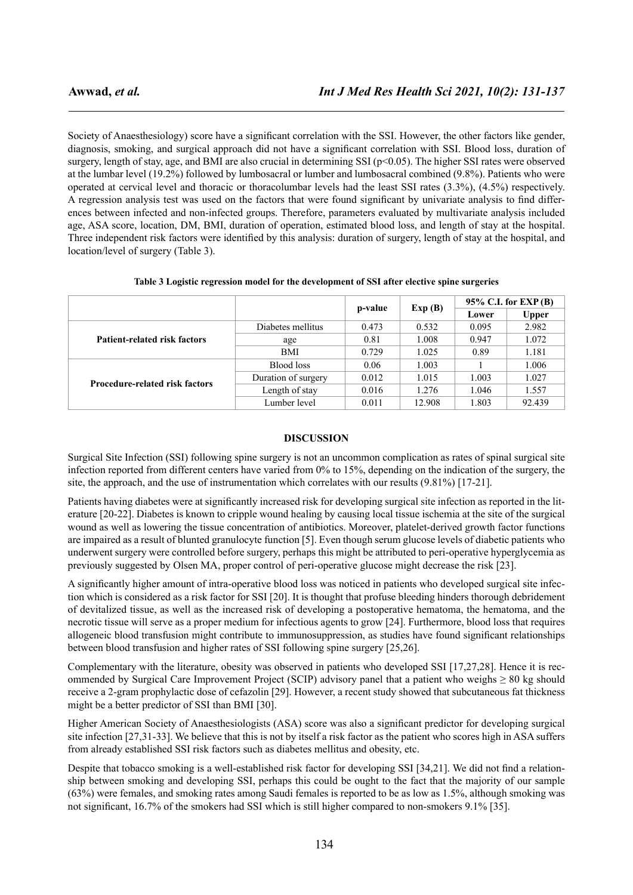Society of Anaesthesiology) score have a significant correlation with the SSI. However, the other factors like gender, diagnosis, smoking, and surgical approach did not have a significant correlation with SSI. Blood loss, duration of surgery, length of stay, age, and BMI are also crucial in determining SSI ($p<0.05$). The higher SSI rates were observed at the lumbar level (19.2%) followed by lumbosacral or lumber and lumbosacral combined (9.8%). Patients who were operated at cervical level and thoracic or thoracolumbar levels had the least SSI rates (3.3%), (4.5%) respectively. A regression analysis test was used on the factors that were found significant by univariate analysis to find differences between infected and non-infected groups. Therefore, parameters evaluated by multivariate analysis included age, ASA score, location, DM, BMI, duration of operation, estimated blood loss, and length of stay at the hospital. Three independent risk factors were identified by this analysis: duration of surgery, length of stay at the hospital, and location/level of surgery (Table 3).

**Table 3 Logistic regression model for the development of SSI after elective spine surgeries**

| | | p-value | Exp (B) | 95% C.I. for EXP (B) | |
|---|---|---|---|---|---|
| | | | | Lower | Upper |
| **Patient-related risk factors** | Diabetes mellitus | 0.473 | 0.532 | 0.095 | 2.982 |
| | age | 0.81 | 1.008 | 0.947 | 1.072 |
| | BMI | 0.729 | 1.025 | 0.89 | 1.181 |
| **Procedure-related risk factors** | Blood loss | 0.06 | 1.003 | 1 | 1.006 |
| | Duration of surgery | 0.012 | 1.015 | 1.003 | 1.027 |
| | Length of stay | 0.016 | 1.276 | 1.046 | 1.557 |
| | Lumber level | 0.011 | 12.908 | 1.803 | 92.439 |

## DISCUSSION

Surgical Site Infection (SSI) following spine surgery is not an uncommon complication as rates of spinal surgical site infection reported from different centers have varied from 0% to 15%, depending on the indication of the surgery, the site, the approach, and the use of instrumentation which correlates with our results (9.81%) [17-21].

Patients having diabetes were at significantly increased risk for developing surgical site infection as reported in the literature [20-22]. Diabetes is known to cripple wound healing by causing local tissue ischemia at the site of the surgical wound as well as lowering the tissue concentration of antibiotics. Moreover, platelet-derived growth factor functions are impaired as a result of blunted granulocyte function [5]. Even though serum glucose levels of diabetic patients who underwent surgery were controlled before surgery, perhaps this might be attributed to peri-operative hyperglycemia as previously suggested by Olsen MA, proper control of peri-operative glucose might decrease the risk [23].

A significantly higher amount of intra-operative blood loss was noticed in patients who developed surgical site infection which is considered as a risk factor for SSI [20]. It is thought that profuse bleeding hinders thorough debridement of devitalized tissue, as well as the increased risk of developing a postoperative hematoma, the hematoma, and the necrotic tissue will serve as a proper medium for infectious agents to grow [24]. Furthermore, blood loss that requires allogeneic blood transfusion might contribute to immunosuppression, as studies have found significant relationships between blood transfusion and higher rates of SSI following spine surgery [25,26].

Complementary with the literature, obesity was observed in patients who developed SSI [17,27,28]. Hence it is recommended by Surgical Care Improvement Project (SCIP) advisory panel that a patient who weighs ≥ 80 kg should receive a 2-gram prophylactic dose of cefazolin [29]. However, a recent study showed that subcutaneous fat thickness might be a better predictor of SSI than BMI [30].

Higher American Society of Anaesthesiologists (ASA) score was also a significant predictor for developing surgical site infection [27,31-33]. We believe that this is not by itself a risk factor as the patient who scores high in ASA suffers from already established SSI risk factors such as diabetes mellitus and obesity, etc.

Despite that tobacco smoking is a well-established risk factor for developing SSI [34,21]. We did not find a relationship between smoking and developing SSI, perhaps this could be ought to the fact that the majority of our sample (63%) were females, and smoking rates among Saudi females is reported to be as low as 1.5%, although smoking was not significant, 16.7% of the smokers had SSI which is still higher compared to non-smokers 9.1% [35].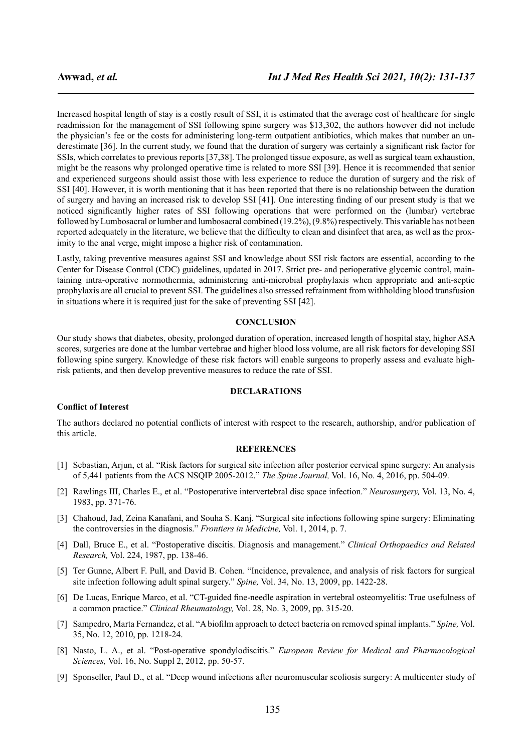Increased hospital length of stay is a costly result of SSI, it is estimated that the average cost of healthcare for single readmission for the management of SSI following spine surgery was $13,302, the authors however did not include the physician's fee or the costs for administering long-term outpatient antibiotics, which makes that number an underestimate [36]. In the current study, we found that the duration of surgery was certainly a significant risk factor for SSIs, which correlates to previous reports [37,38]. The prolonged tissue exposure, as well as surgical team exhaustion, might be the reasons why prolonged operative time is related to more SSI [39]. Hence it is recommended that senior and experienced surgeons should assist those with less experience to reduce the duration of surgery and the risk of SSI [40]. However, it is worth mentioning that it has been reported that there is no relationship between the duration of surgery and having an increased risk to develop SSI [41]. One interesting finding of our present study is that we noticed significantly higher rates of SSI following operations that were performed on the (lumbar) vertebrae followed by Lumbosacral or lumber and lumbosacral combined (19.2%), (9.8%) respectively. This variable has not been reported adequately in the literature, we believe that the difficulty to clean and disinfect that area, as well as the proximity to the anal verge, might impose a higher risk of contamination.

Lastly, taking preventive measures against SSI and knowledge about SSI risk factors are essential, according to the Center for Disease Control (CDC) guidelines, updated in 2017. Strict pre- and perioperative glycemic control, maintaining intra-operative normothermia, administering anti-microbial prophylaxis when appropriate and anti-septic prophylaxis are all crucial to prevent SSI. The guidelines also stressed refrainment from withholding blood transfusion in situations where it is required just for the sake of preventing SSI [42].

## CONCLUSION

Our study shows that diabetes, obesity, prolonged duration of operation, increased length of hospital stay, higher ASA scores, surgeries are done at the lumbar vertebrae and higher blood loss volume, are all risk factors for developing SSI following spine surgery. Knowledge of these risk factors will enable surgeons to properly assess and evaluate high-risk patients, and then develop preventive measures to reduce the rate of SSI.

## DECLARATIONS

### Conflict of Interest

The authors declared no potential conflicts of interest with respect to the research, authorship, and/or publication of this article.

## REFERENCES

[1] Sebastian, Arjun, et al. "Risk factors for surgical site infection after posterior cervical spine surgery: An analysis of 5,441 patients from the ACS NSQIP 2005-2012." *The Spine Journal,* Vol. 16, No. 4, 2016, pp. 504-09.

[2] Rawlings III, Charles E., et al. "Postoperative intervertebral disc space infection." *Neurosurgery,* Vol. 13, No. 4, 1983, pp. 371-76.

[3] Chahoud, Jad, Zeina Kanafani, and Souha S. Kanj. "Surgical site infections following spine surgery: Eliminating the controversies in the diagnosis." *Frontiers in Medicine,* Vol. 1, 2014, p. 7.

[4] Dall, Bruce E., et al. "Postoperative discitis. Diagnosis and management." *Clinical Orthopaedics and Related Research,* Vol. 224, 1987, pp. 138-46.

[5] Ter Gunne, Albert F. Pull, and David B. Cohen. "Incidence, prevalence, and analysis of risk factors for surgical site infection following adult spinal surgery." *Spine,* Vol. 34, No. 13, 2009, pp. 1422-28.

[6] De Lucas, Enrique Marco, et al. "CT-guided fine-needle aspiration in vertebral osteomyelitis: True usefulness of a common practice." *Clinical Rheumatology,* Vol. 28, No. 3, 2009, pp. 315-20.

[7] Sampedro, Marta Fernandez, et al. "A biofilm approach to detect bacteria on removed spinal implants." *Spine,* Vol. 35, No. 12, 2010, pp. 1218-24.

[8] Nasto, L. A., et al. "Post-operative spondylodiscitis." *European Review for Medical and Pharmacological Sciences,* Vol. 16, No. Suppl 2, 2012, pp. 50-57.

[9] Sponseller, Paul D., et al. "Deep wound infections after neuromuscular scoliosis surgery: A multicenter study of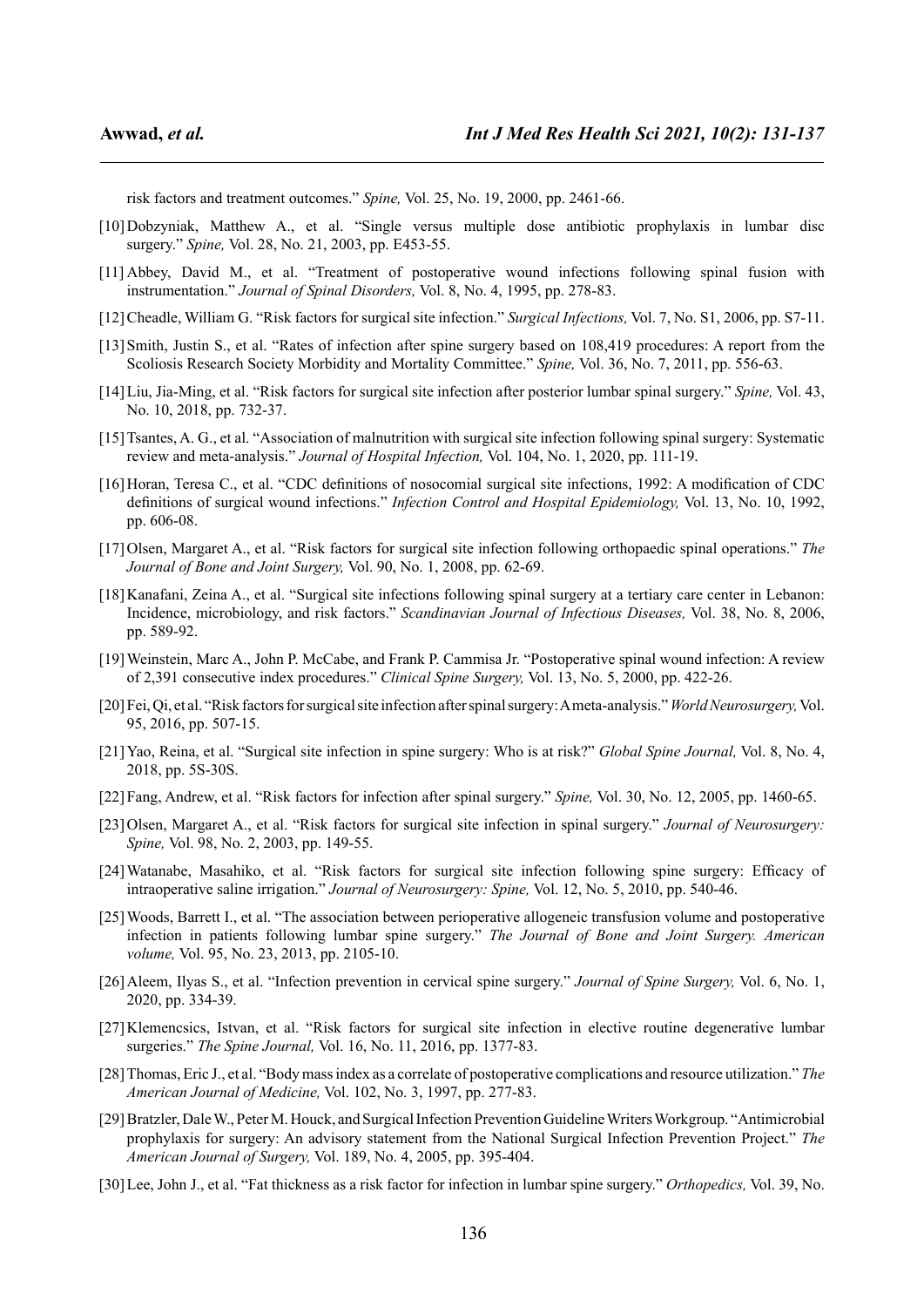risk factors and treatment outcomes." *Spine,* Vol. 25, No. 19, 2000, pp. 2461-66.

[10] Dobzyniak, Matthew A., et al. "Single versus multiple dose antibiotic prophylaxis in lumbar disc surgery." *Spine,* Vol. 28, No. 21, 2003, pp. E453-55.

[11] Abbey, David M., et al. "Treatment of postoperative wound infections following spinal fusion with instrumentation." *Journal of Spinal Disorders,* Vol. 8, No. 4, 1995, pp. 278-83.

[12] Cheadle, William G. "Risk factors for surgical site infection." *Surgical Infections,* Vol. 7, No. S1, 2006, pp. S7-11.

[13] Smith, Justin S., et al. "Rates of infection after spine surgery based on 108,419 procedures: A report from the Scoliosis Research Society Morbidity and Mortality Committee." *Spine,* Vol. 36, No. 7, 2011, pp. 556-63.

[14] Liu, Jia-Ming, et al. "Risk factors for surgical site infection after posterior lumbar spinal surgery." *Spine,* Vol. 43, No. 10, 2018, pp. 732-37.

[15] Tsantes, A. G., et al. "Association of malnutrition with surgical site infection following spinal surgery: Systematic review and meta-analysis." *Journal of Hospital Infection,* Vol. 104, No. 1, 2020, pp. 111-19.

[16] Horan, Teresa C., et al. "CDC definitions of nosocomial surgical site infections, 1992: A modification of CDC definitions of surgical wound infections." *Infection Control and Hospital Epidemiology,* Vol. 13, No. 10, 1992, pp. 606-08.

[17] Olsen, Margaret A., et al. "Risk factors for surgical site infection following orthopaedic spinal operations." *The Journal of Bone and Joint Surgery,* Vol. 90, No. 1, 2008, pp. 62-69.

[18] Kanafani, Zeina A., et al. "Surgical site infections following spinal surgery at a tertiary care center in Lebanon: Incidence, microbiology, and risk factors." *Scandinavian Journal of Infectious Diseases,* Vol. 38, No. 8, 2006, pp. 589-92.

[19] Weinstein, Marc A., John P. McCabe, and Frank P. Cammisa Jr. "Postoperative spinal wound infection: A review of 2,391 consecutive index procedures." *Clinical Spine Surgery,* Vol. 13, No. 5, 2000, pp. 422-26.

[20] Fei, Qi, et al. "Risk factors for surgical site infection after spinal surgery: A meta-analysis." *World Neurosurgery,* Vol. 95, 2016, pp. 507-15.

[21] Yao, Reina, et al. "Surgical site infection in spine surgery: Who is at risk?" *Global Spine Journal,* Vol. 8, No. 4, 2018, pp. 5S-30S.

[22] Fang, Andrew, et al. "Risk factors for infection after spinal surgery." *Spine,* Vol. 30, No. 12, 2005, pp. 1460-65.

[23] Olsen, Margaret A., et al. "Risk factors for surgical site infection in spinal surgery." *Journal of Neurosurgery: Spine,* Vol. 98, No. 2, 2003, pp. 149-55.

[24] Watanabe, Masahiko, et al. "Risk factors for surgical site infection following spine surgery: Efficacy of intraoperative saline irrigation." *Journal of Neurosurgery: Spine,* Vol. 12, No. 5, 2010, pp. 540-46.

[25] Woods, Barrett I., et al. "The association between perioperative allogeneic transfusion volume and postoperative infection in patients following lumbar spine surgery." *The Journal of Bone and Joint Surgery. American volume,* Vol. 95, No. 23, 2013, pp. 2105-10.

[26] Aleem, Ilyas S., et al. "Infection prevention in cervical spine surgery." *Journal of Spine Surgery,* Vol. 6, No. 1, 2020, pp. 334-39.

[27] Klemencsics, Istvan, et al. "Risk factors for surgical site infection in elective routine degenerative lumbar surgeries." *The Spine Journal,* Vol. 16, No. 11, 2016, pp. 1377-83.

[28] Thomas, Eric J., et al. "Body mass index as a correlate of postoperative complications and resource utilization." *The American Journal of Medicine,* Vol. 102, No. 3, 1997, pp. 277-83.

[29] Bratzler, Dale W., Peter M. Houck, and Surgical Infection Prevention Guideline Writers Workgroup. "Antimicrobial prophylaxis for surgery: An advisory statement from the National Surgical Infection Prevention Project." *The American Journal of Surgery,* Vol. 189, No. 4, 2005, pp. 395-404.

[30] Lee, John J., et al. "Fat thickness as a risk factor for infection in lumbar spine surgery." *Orthopedics,* Vol. 39, No.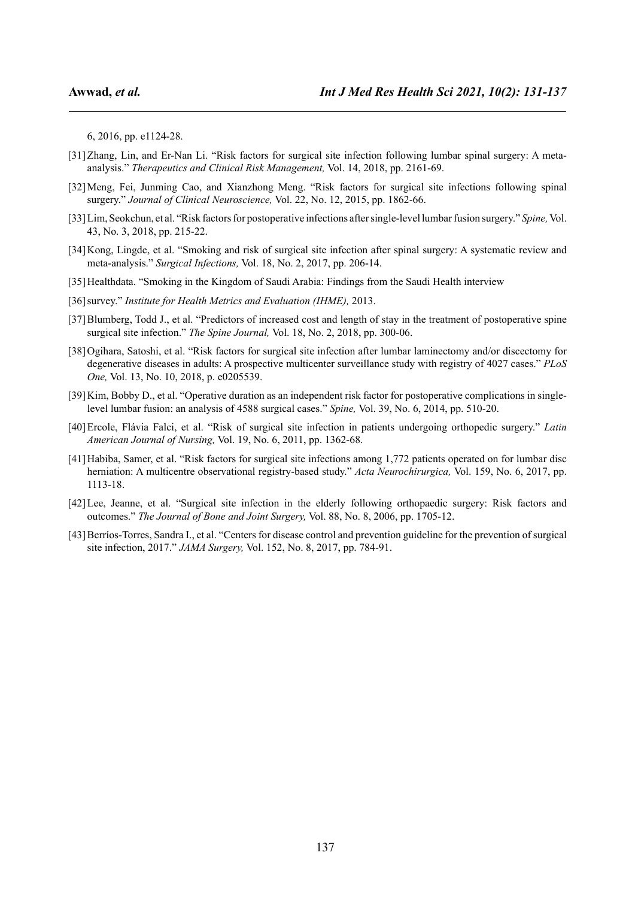6, 2016, pp. e1124-28.

[31] Zhang, Lin, and Er-Nan Li. "Risk factors for surgical site infection following lumbar spinal surgery: A meta-analysis." *Therapeutics and Clinical Risk Management,* Vol. 14, 2018, pp. 2161-69.

[32] Meng, Fei, Junming Cao, and Xianzhong Meng. "Risk factors for surgical site infections following spinal surgery." *Journal of Clinical Neuroscience,* Vol. 22, No. 12, 2015, pp. 1862-66.

[33] Lim, Seokchun, et al. "Risk factors for postoperative infections after single-level lumbar fusion surgery." *Spine,* Vol. 43, No. 3, 2018, pp. 215-22.

[34] Kong, Lingde, et al. "Smoking and risk of surgical site infection after spinal surgery: A systematic review and meta-analysis." *Surgical Infections,* Vol. 18, No. 2, 2017, pp. 206-14.

[35] Healthdata. "Smoking in the Kingdom of Saudi Arabia: Findings from the Saudi Health interview

[36] survey." *Institute for Health Metrics and Evaluation (IHME),* 2013.

[37] Blumberg, Todd J., et al. "Predictors of increased cost and length of stay in the treatment of postoperative spine surgical site infection." *The Spine Journal,* Vol. 18, No. 2, 2018, pp. 300-06.

[38] Ogihara, Satoshi, et al. "Risk factors for surgical site infection after lumbar laminectomy and/or discectomy for degenerative diseases in adults: A prospective multicenter surveillance study with registry of 4027 cases." *PLoS One,* Vol. 13, No. 10, 2018, p. e0205539.

[39] Kim, Bobby D., et al. "Operative duration as an independent risk factor for postoperative complications in single-level lumbar fusion: an analysis of 4588 surgical cases." *Spine,* Vol. 39, No. 6, 2014, pp. 510-20.

[40] Ercole, Flávia Falci, et al. "Risk of surgical site infection in patients undergoing orthopedic surgery." *Latin American Journal of Nursing,* Vol. 19, No. 6, 2011, pp. 1362-68.

[41] Habiba, Samer, et al. "Risk factors for surgical site infections among 1,772 patients operated on for lumbar disc herniation: A multicentre observational registry-based study." *Acta Neurochirurgica,* Vol. 159, No. 6, 2017, pp. 1113-18.

[42] Lee, Jeanne, et al. "Surgical site infection in the elderly following orthopaedic surgery: Risk factors and outcomes." *The Journal of Bone and Joint Surgery,* Vol. 88, No. 8, 2006, pp. 1705-12.

[43] Berríos-Torres, Sandra I., et al. "Centers for disease control and prevention guideline for the prevention of surgical site infection, 2017." *JAMA Surgery,* Vol. 152, No. 8, 2017, pp. 784-91.